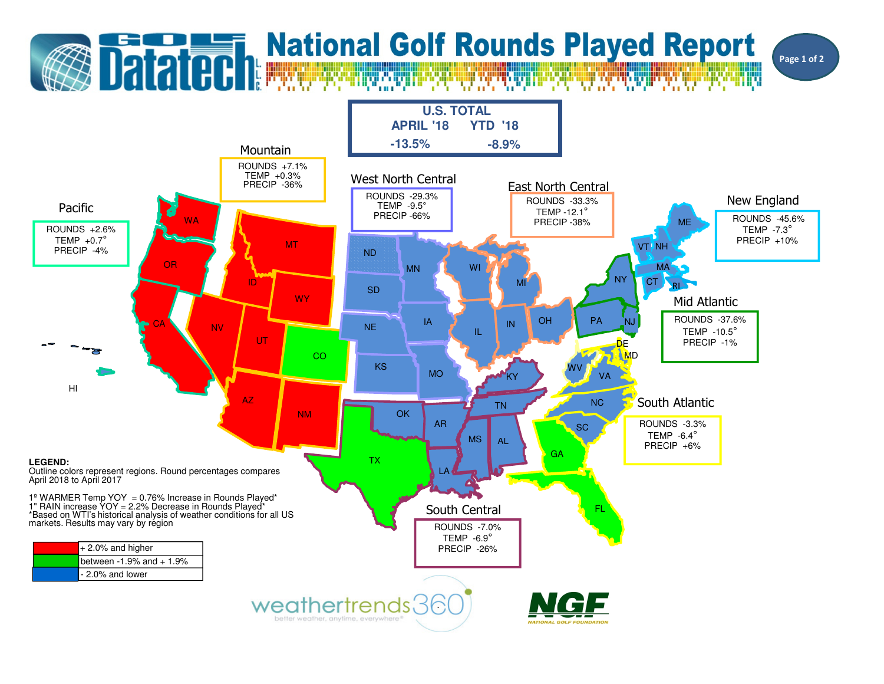# National Golf Rounds Played Report

Golf Datatech L.L.C.

## U.S. TOTAL

| APRIL '18 | YTD '18 |
|---|---|
| -13.5% | -8.9% |

## Regional Results

### Pacific
ROUNDS +2.6%
TEMP +0.7°
PRECIP -4%

### Mountain
ROUNDS +7.1%
TEMP +0.3%
PRECIP -36%

### West North Central
ROUNDS -29.3%
TEMP -9.5°
PRECIP -66%

### East North Central
ROUNDS -33.3%
TEMP -12.1°
PRECIP -38%

### New England
ROUNDS -45.6%
TEMP -7.3°
PRECIP +10%

### Mid Atlantic
ROUNDS -37.6%
TEMP -10.5°
PRECIP -1%

### South Atlantic
ROUNDS -3.3%
TEMP -6.4°
PRECIP +6%

### South Central
ROUNDS -7.0%
TEMP -6.9°
PRECIP -26%

**LEGEND:**
Outline colors represent regions. Round percentages compares April 2018 to April 2017

1º WARMER Temp YOY = 0.76% Increase in Rounds Played*
1" RAIN increase YOY = 2.2% Decrease in Rounds Played*
*Based on WTI's historical analysis of weather conditions for all US markets. Results may vary by region

| Color | Range |
|---|---|
| Red | + 2.0% and higher |
| Green | between -1.9% and + 1.9% |
| Blue | - 2.0% and lower |

weathertrends360 — better weather, anytime, everywhere®

NGF — NATIONAL GOLF FOUNDATION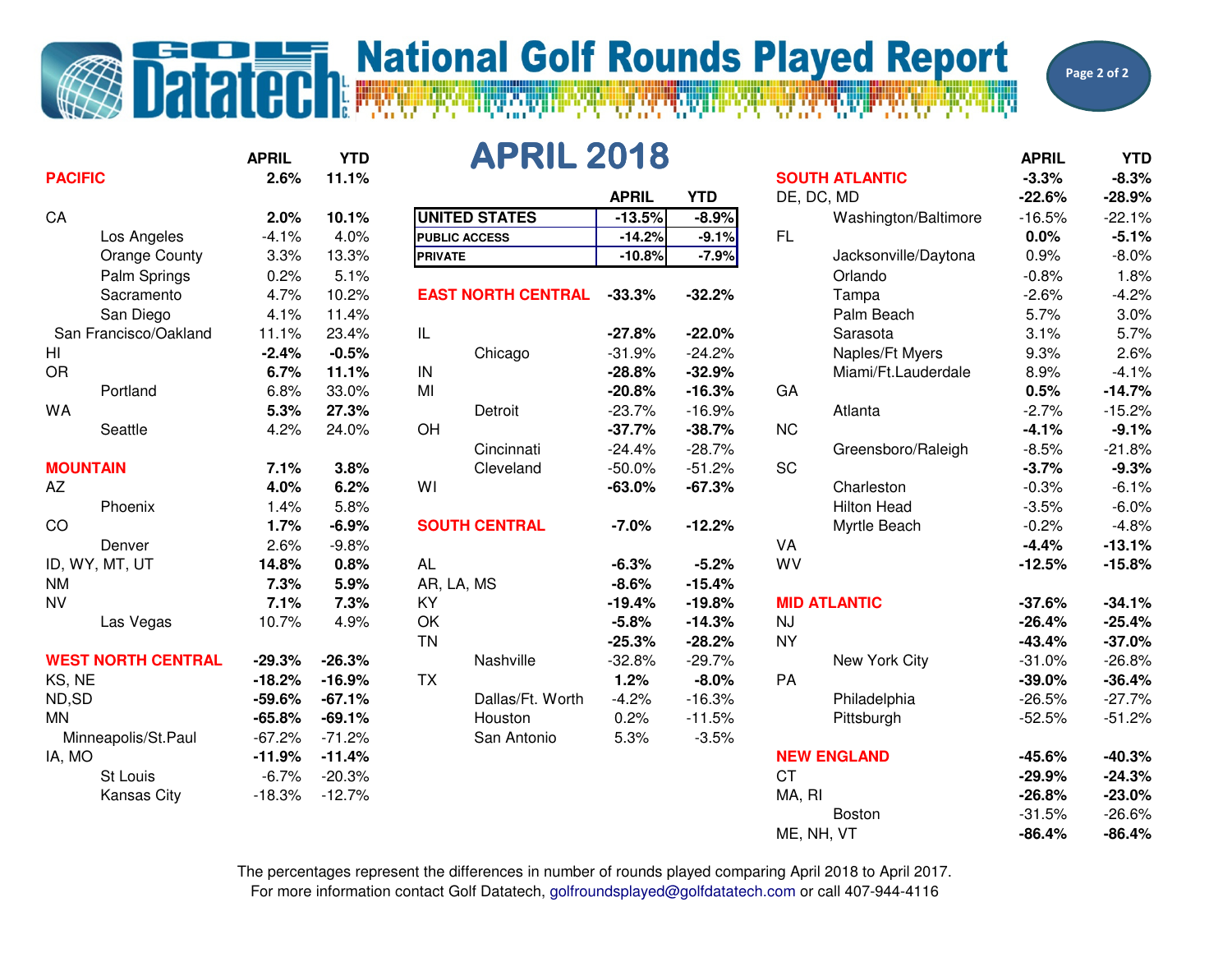# National Golf Rounds Played Report

## APRIL 2018

| | APRIL | YTD |
|---|---|---|
| **UNITED STATES** | **-13.5%** | **-8.9%** |
| **PUBLIC ACCESS** | **-14.2%** | **-9.1%** |
| **PRIVATE** | **-10.8%** | **-7.9%** |

| | APRIL | YTD |
|---|---|---|
| **PACIFIC** | **2.6%** | **11.1%** |
| CA | **2.0%** | **10.1%** |
| Los Angeles | -4.1% | 4.0% |
| Orange County | 3.3% | 13.3% |
| Palm Springs | 0.2% | 5.1% |
| Sacramento | 4.7% | 10.2% |
| San Diego | 4.1% | 11.4% |
| San Francisco/Oakland | 11.1% | 23.4% |
| HI | **-2.4%** | **-0.5%** |
| OR | **6.7%** | **11.1%** |
| Portland | 6.8% | 33.0% |
| WA | **5.3%** | **27.3%** |
| Seattle | 4.2% | 24.0% |
| **MOUNTAIN** | **7.1%** | **3.8%** |
| AZ | **4.0%** | **6.2%** |
| Phoenix | 1.4% | 5.8% |
| CO | **1.7%** | **-6.9%** |
| Denver | 2.6% | -9.8% |
| ID, WY, MT, UT | **14.8%** | **0.8%** |
| NM | **7.3%** | **5.9%** |
| NV | **7.1%** | **7.3%** |
| Las Vegas | 10.7% | 4.9% |
| **WEST NORTH CENTRAL** | **-29.3%** | **-26.3%** |
| KS, NE | **-18.2%** | **-16.9%** |
| ND,SD | **-59.6%** | **-67.1%** |
| MN | **-65.8%** | **-69.1%** |
| Minneapolis/St.Paul | -67.2% | -71.2% |
| IA, MO | **-11.9%** | **-11.4%** |
| St Louis | -6.7% | -20.3% |
| Kansas City | -18.3% | -12.7% |

| | APRIL | YTD |
|---|---|---|
| **EAST NORTH CENTRAL** | **-33.3%** | **-32.2%** |
| IL | **-27.8%** | **-22.0%** |
| Chicago | -31.9% | -24.2% |
| IN | **-28.8%** | **-32.9%** |
| MI | **-20.8%** | **-16.3%** |
| Detroit | -23.7% | -16.9% |
| OH | **-37.7%** | **-38.7%** |
| Cincinnati | -24.4% | -28.7% |
| Cleveland | -50.0% | -51.2% |
| WI | **-63.0%** | **-67.3%** |
| **SOUTH CENTRAL** | **-7.0%** | **-12.2%** |
| AL | **-6.3%** | **-5.2%** |
| AR, LA, MS | **-8.6%** | **-15.4%** |
| KY | **-19.4%** | **-19.8%** |
| OK | **-5.8%** | **-14.3%** |
| TN | **-25.3%** | **-28.2%** |
| Nashville | -32.8% | -29.7% |
| TX | **1.2%** | **-8.0%** |
| Dallas/Ft. Worth | -4.2% | -16.3% |
| Houston | 0.2% | -11.5% |
| San Antonio | 5.3% | -3.5% |

| | APRIL | YTD |
|---|---|---|
| **SOUTH ATLANTIC** | **-3.3%** | **-8.3%** |
| DE, DC, MD | **-22.6%** | **-28.9%** |
| Washington/Baltimore | -16.5% | -22.1% |
| FL | **0.0%** | **-5.1%** |
| Jacksonville/Daytona | 0.9% | -8.0% |
| Orlando | -0.8% | 1.8% |
| Tampa | -2.6% | -4.2% |
| Palm Beach | 5.7% | 3.0% |
| Sarasota | 3.1% | 5.7% |
| Naples/Ft Myers | 9.3% | 2.6% |
| Miami/Ft.Lauderdale | 8.9% | -4.1% |
| GA | **0.5%** | **-14.7%** |
| Atlanta | -2.7% | -15.2% |
| NC | **-4.1%** | **-9.1%** |
| Greensboro/Raleigh | -8.5% | -21.8% |
| SC | **-3.7%** | **-9.3%** |
| Charleston | -0.3% | -6.1% |
| Hilton Head | -3.5% | -6.0% |
| Myrtle Beach | -0.2% | -4.8% |
| VA | **-4.4%** | **-13.1%** |
| WV | **-12.5%** | **-15.8%** |
| **MID ATLANTIC** | **-37.6%** | **-34.1%** |
| NJ | **-26.4%** | **-25.4%** |
| NY | **-43.4%** | **-37.0%** |
| New York City | -31.0% | -26.8% |
| PA | **-39.0%** | **-36.4%** |
| Philadelphia | -26.5% | -27.7% |
| Pittsburgh | -52.5% | -51.2% |
| **NEW ENGLAND** | **-45.6%** | **-40.3%** |
| CT | **-29.9%** | **-24.3%** |
| MA, RI | **-26.8%** | **-23.0%** |
| Boston | -31.5% | -26.6% |
| ME, NH, VT | **-86.4%** | **-86.4%** |

The percentages represent the differences in number of rounds played comparing April 2018 to April 2017.
For more information contact Golf Datatech, golfroundsplayed@golfdatatech.com or call 407-944-4116